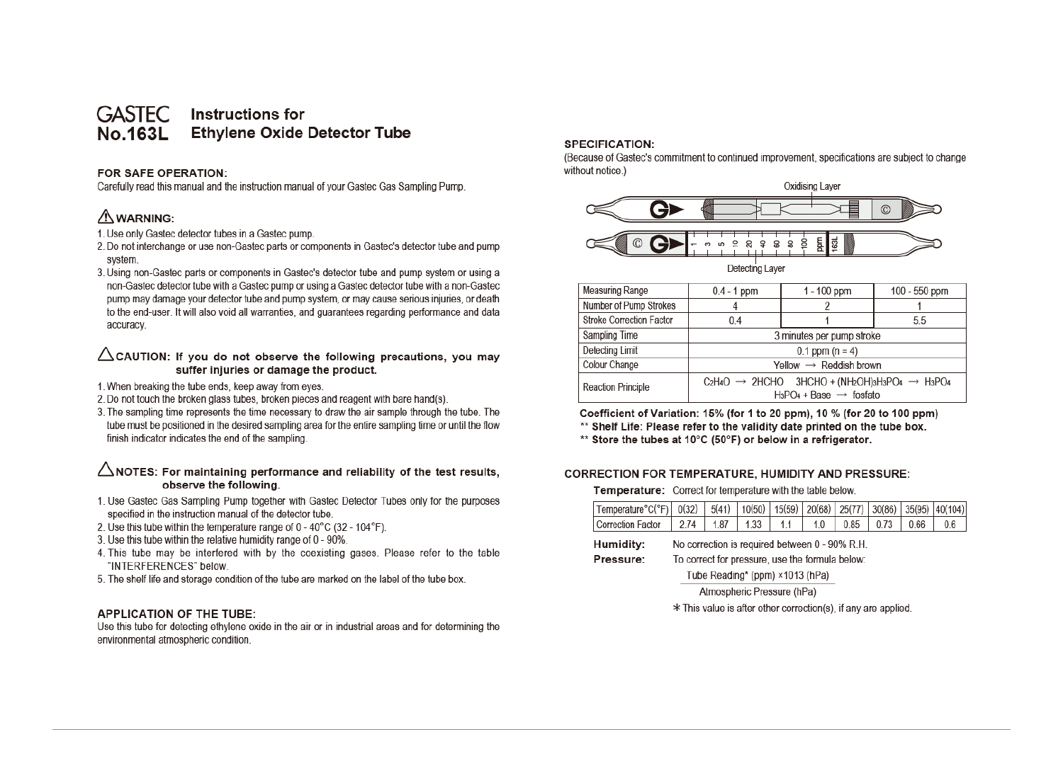# GASTEC No.163L Instructions for Ethylene Oxide Detector Tube

## FOR SAFE OPERATION:

Carefully read this manual and the instruction manual of your Gastec Gas Sampling Pump.

## ⚠ WARNING:

1. Use only Gastec detector tubes in a Gastec pump.
2. Do not interchange or use non-Gastec parts or components in Gastec's detector tube and pump system.
3. Using non-Gastec parts or components in Gastec's detector tube and pump system or using a non-Gastec detector tube with a Gastec pump or using a Gastec detector tube with a non-Gastec pump may damage your detector tube and pump system, or may cause serious injuries, or death to the end-user. It will also void all warranties, and guarantees regarding performance and data accuracy.

## △ CAUTION: If you do not observe the following precautions, you may suffer injuries or damage the product.

1. When breaking the tube ends, keep away from eyes.
2. Do not touch the broken glass tubes, broken pieces and reagent with bare hand(s).
3. The sampling time represents the time necessary to draw the air sample through the tube. The tube must be positioned in the desired sampling area for the entire sampling time or until the flow finish indicator indicates the end of the sampling.

## △ NOTES: For maintaining performance and reliability of the test results, observe the following.

1. Use Gastec Gas Sampling Pump together with Gastec Detector Tubes only for the purposes specified in the instruction manual of the detector tube.
2. Use this tube within the temperature range of 0 - 40°C (32 - 104°F).
3. Use this tube within the relative humidity range of 0 - 90%.
4. This tube may be interfered with by the coexisting gases. Please refer to the table "INTERFERENCES" below.
5. The shelf life and storage condition of the tube are marked on the label of the tube box.

## APPLICATION OF THE TUBE:

Use this tube for detecting ethylene oxide in the air or in industrial areas and for determining the environmental atmospheric condition.

## SPECIFICATION:

(Because of Gastec's commitment to continued improvement, specifications are subject to change without notice.)

Oxidising Layer

1 3 5 10 20 40 60 80 100 ppm 163L

Detecting Layer

| | | | |
|---|---|---|---|
| Measuring Range | 0.4 - 1 ppm | 1 - 100 ppm | 100 - 550 ppm |
| Number of Pump Strokes | 4 | 2 | 1 |
| Stroke Correction Factor | 0.4 | 1 | 5.5 |
| Sampling Time | 3 minutes per pump stroke | | |
| Detecting Limit | 0.1 ppm (n = 4) | | |
| Colour Change | Yellow → Reddish brown | | |
| Reaction Principle | $C_2H_4O \rightarrow 2HCHO$ &nbsp; $3HCHO + (NH_2OH)_3H_3PO_4 \rightarrow H_3PO_4$ &nbsp; $H_3PO_4$ + Base → fosfato | | |

**Coefficient of Variation: 15% (for 1 to 20 ppm), 10 % (for 20 to 100 ppm)**

**\*\* Shelf Life: Please refer to the validity date printed on the tube box.**

**\*\* Store the tubes at 10°C (50°F) or below in a refrigerator.**

## CORRECTION FOR TEMPERATURE, HUMIDITY AND PRESSURE:

**Temperature:** Correct for temperature with the table below.

| Temperature°C(°F) | 0(32) | 5(41) | 10(50) | 15(59) | 20(68) | 25(77) | 30(86) | 35(95) | 40(104) |
|---|---|---|---|---|---|---|---|---|---|
| Correction Factor | 2.74 | 1.87 | 1.33 | 1.1 | 1.0 | 0.85 | 0.73 | 0.66 | 0.6 |

**Humidity:** No correction is required between 0 - 90% R.H.

**Pressure:** To correct for pressure, use the formula below:

$$\frac{\text{Tube Reading* (ppm)} \times 1013\ (\text{hPa})}{\text{Atmospheric Pressure (hPa)}}$$

\* This value is after other correction(s), if any are applied.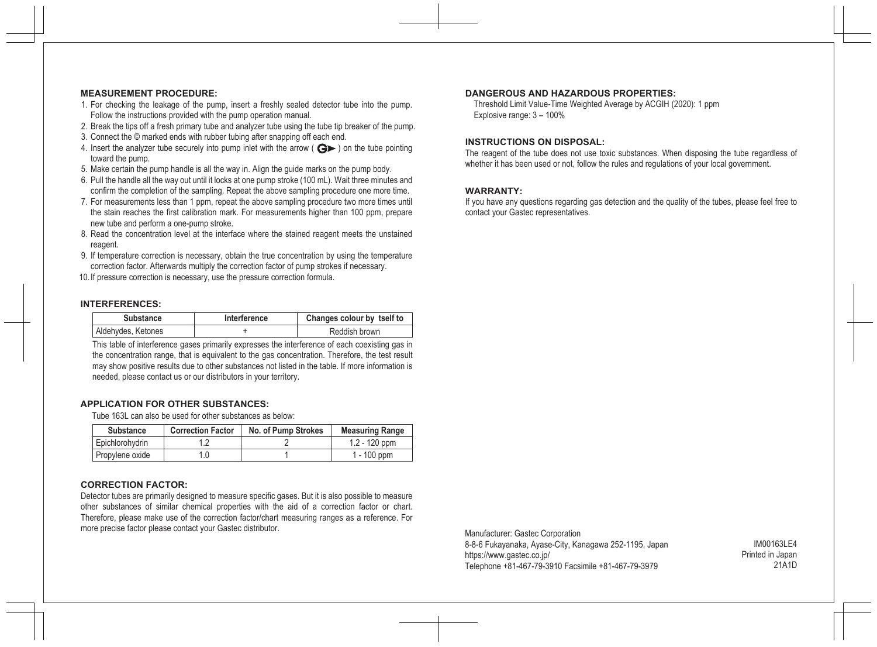## MEASUREMENT PROCEDURE:

1. For checking the leakage of the pump, insert a freshly sealed detector tube into the pump. Follow the instructions provided with the pump operation manual.
2. Break the tips off a fresh primary tube and analyzer tube using the tube tip breaker of the pump.
3. Connect the © marked ends with rubber tubing after snapping off each end.
4. Insert the analyzer tube securely into pump inlet with the arrow ( G➤ ) on the tube pointing toward the pump.
5. Make certain the pump handle is all the way in. Align the guide marks on the pump body.
6. Pull the handle all the way out until it locks at one pump stroke (100 mL). Wait three minutes and confirm the completion of the sampling. Repeat the above sampling procedure one more time.
7. For measurements less than 1 ppm, repeat the above sampling procedure two more times until the stain reaches the first calibration mark. For measurements higher than 100 ppm, prepare new tube and perform a one-pump stroke.
8. Read the concentration level at the interface where the stained reagent meets the unstained reagent.
9. If temperature correction is necessary, obtain the true concentration by using the temperature correction factor. Afterwards multiply the correction factor of pump strokes if necessary.
10. If pressure correction is necessary, use the pressure correction formula.

## INTERFERENCES:

| Substance | Interference | Changes colour by tself to |
|---|---|---|
| Aldehydes, Ketones | + | Reddish brown |

This table of interference gases primarily expresses the interference of each coexisting gas in the concentration range, that is equivalent to the gas concentration. Therefore, the test result may show positive results due to other substances not listed in the table. If more information is needed, please contact us or our distributors in your territory.

## APPLICATION FOR OTHER SUBSTANCES:

Tube 163L can also be used for other substances as below:

| Substance | Correction Factor | No. of Pump Strokes | Measuring Range |
|---|---|---|---|
| Epichlorohydrin | 1.2 | 2 | 1.2 - 120 ppm |
| Propylene oxide | 1.0 | 1 | 1 - 100 ppm |

## CORRECTION FACTOR:

Detector tubes are primarily designed to measure specific gases. But it is also possible to measure other substances of similar chemical properties with the aid of a correction factor or chart. Therefore, please make use of the correction factor/chart measuring ranges as a reference. For more precise factor please contact your Gastec distributor.

## DANGEROUS AND HAZARDOUS PROPERTIES:

Threshold Limit Value-Time Weighted Average by ACGIH (2020): 1 ppm
Explosive range: 3 – 100%

## INSTRUCTIONS ON DISPOSAL:

The reagent of the tube does not use toxic substances. When disposing the tube regardless of whether it has been used or not, follow the rules and regulations of your local government.

## WARRANTY:

If you have any questions regarding gas detection and the quality of the tubes, please feel free to contact your Gastec representatives.

Manufacturer: Gastec Corporation
8-8-6 Fukayanaka, Ayase-City, Kanagawa 252-1195, Japan
https://www.gastec.co.jp/
Telephone +81-467-79-3910 Facsimile +81-467-79-3979

IM00163LE4
Printed in Japan
21A1D